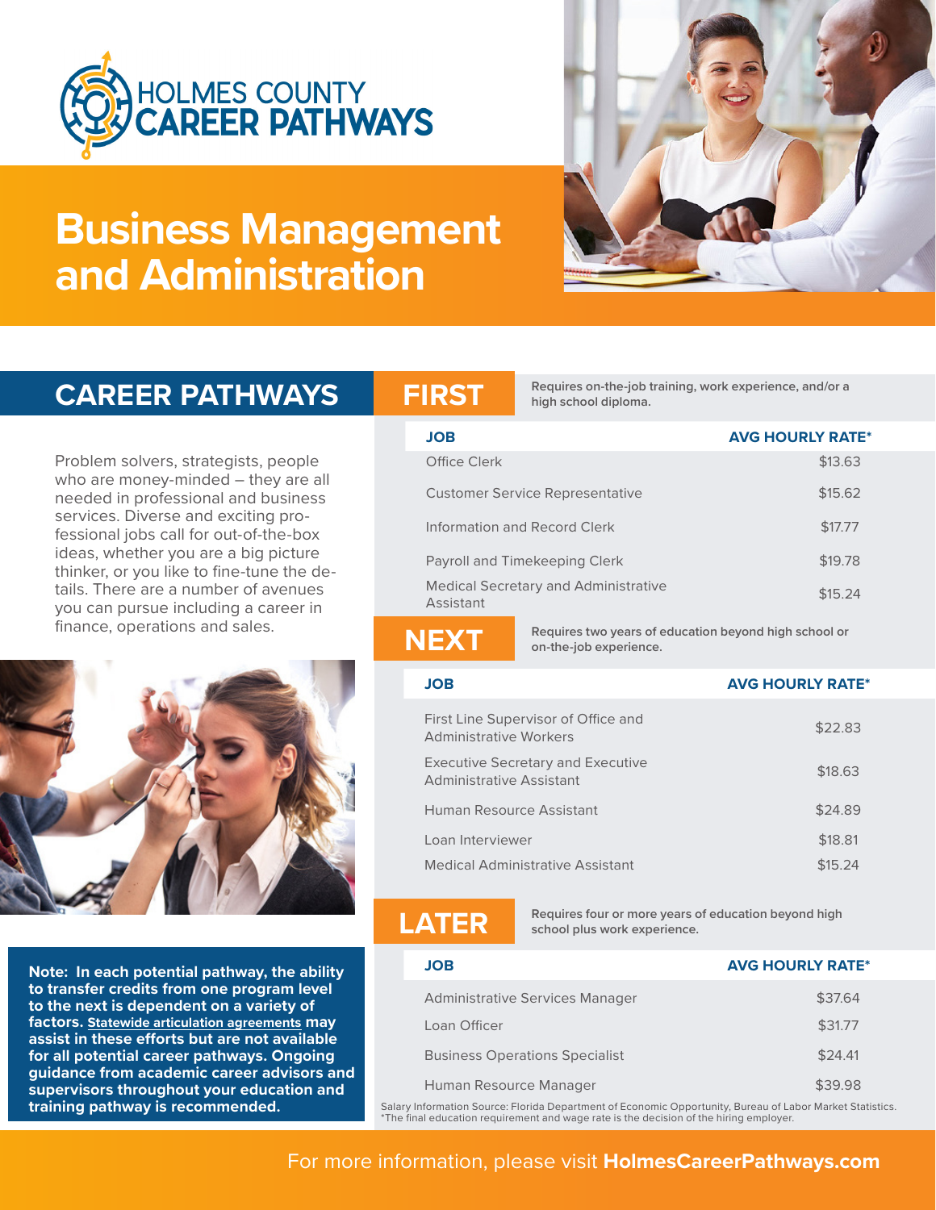# HOLMES COUNTY CAREER PATHWAYS

# Business Management and Administration

## CAREER PATHWAYS

Problem solvers, strategists, people who are money-minded – they are all needed in professional and business services. Diverse and exciting professional jobs call for out-of-the-box ideas, whether you are a big picture thinker, or you like to fine-tune the details. There are a number of avenues you can pursue including a career in finance, operations and sales.

**Note: In each potential pathway, the ability to transfer credits from one program level to the next is dependent on a variety of factors. Statewide articulation agreements may assist in these efforts but are not available for all potential career pathways. Ongoing guidance from academic career advisors and supervisors throughout your education and training pathway is recommended.**

### FIRST

**Requires on-the-job training, work experience, and/or a high school diploma.**

| JOB | AVG HOURLY RATE* |
|---|---|
| Office Clerk | $13.63 |
| Customer Service Representative | $15.62 |
| Information and Record Clerk | $17.77 |
| Payroll and Timekeeping Clerk | $19.78 |
| Medical Secretary and Administrative Assistant | $15.24 |

### NEXT

**Requires two years of education beyond high school or on-the-job experience.**

| JOB | AVG HOURLY RATE* |
|---|---|
| First Line Supervisor of Office and Administrative Workers | $22.83 |
| Executive Secretary and Executive Administrative Assistant | $18.63 |
| Human Resource Assistant | $24.89 |
| Loan Interviewer | $18.81 |
| Medical Administrative Assistant | $15.24 |

### LATER

**Requires four or more years of education beyond high school plus work experience.**

| JOB | AVG HOURLY RATE* |
|---|---|
| Administrative Services Manager | $37.64 |
| Loan Officer | $31.77 |
| Business Operations Specialist | $24.41 |
| Human Resource Manager | $39.98 |

Salary Information Source: Florida Department of Economic Opportunity, Bureau of Labor Market Statistics.
*The final education requirement and wage rate is the decision of the hiring employer.

For more information, please visit **HolmesCareerPathways.com**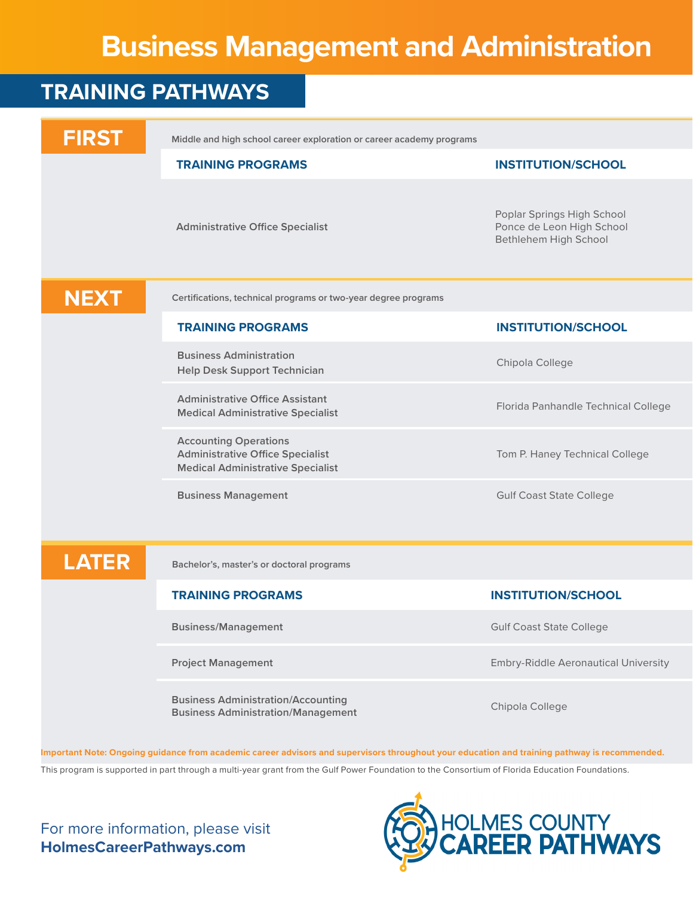# Business Management and Administration

## TRAINING PATHWAYS

### FIRST

Middle and high school career exploration or career academy programs

| TRAINING PROGRAMS | INSTITUTION/SCHOOL |
| --- | --- |
| Administrative Office Specialist | Poplar Springs High School<br>Ponce de Leon High School<br>Bethlehem High School |

### NEXT

Certifications, technical programs or two-year degree programs

| TRAINING PROGRAMS | INSTITUTION/SCHOOL |
| --- | --- |
| Business Administration<br>Help Desk Support Technician | Chipola College |
| Administrative Office Assistant<br>Medical Administrative Specialist | Florida Panhandle Technical College |
| Accounting Operations<br>Administrative Office Specialist<br>Medical Administrative Specialist | Tom P. Haney Technical College |
| Business Management | Gulf Coast State College |

### LATER

Bachelor's, master's or doctoral programs

| TRAINING PROGRAMS | INSTITUTION/SCHOOL |
| --- | --- |
| Business/Management | Gulf Coast State College |
| Project Management | Embry-Riddle Aeronautical University |
| Business Administration/Accounting<br>Business Administration/Management | Chipola College |

**Important Note: Ongoing guidance from academic career advisors and supervisors throughout your education and training pathway is recommended.**

This program is supported in part through a multi-year grant from the Gulf Power Foundation to the Consortium of Florida Education Foundations.

For more information, please visit **HolmesCareerPathways.com**

HOLMES COUNTY CAREER PATHWAYS